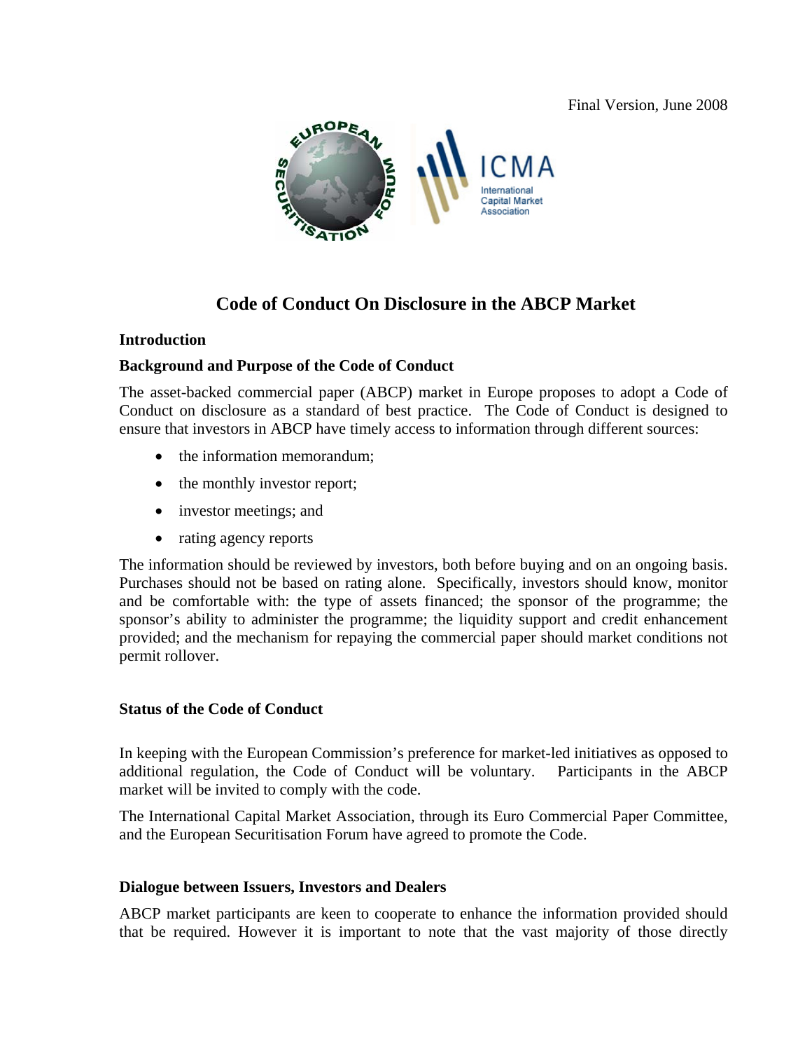Final Version, June 2008

# Code of Conduct On Disclosure in the ABCP Market

## Introduction

### Background and Purpose of the Code of Conduct

The asset-backed commercial paper (ABCP) market in Europe proposes to adopt a Code of Conduct on disclosure as a standard of best practice. The Code of Conduct is designed to ensure that investors in ABCP have timely access to information through different sources:

- the information memorandum;
- the monthly investor report;
- investor meetings; and
- rating agency reports

The information should be reviewed by investors, both before buying and on an ongoing basis. Purchases should not be based on rating alone. Specifically, investors should know, monitor and be comfortable with: the type of assets financed; the sponsor of the programme; the sponsor's ability to administer the programme; the liquidity support and credit enhancement provided; and the mechanism for repaying the commercial paper should market conditions not permit rollover.

### Status of the Code of Conduct

In keeping with the European Commission's preference for market-led initiatives as opposed to additional regulation, the Code of Conduct will be voluntary. Participants in the ABCP market will be invited to comply with the code.

The International Capital Market Association, through its Euro Commercial Paper Committee, and the European Securitisation Forum have agreed to promote the Code.

### Dialogue between Issuers, Investors and Dealers

ABCP market participants are keen to cooperate to enhance the information provided should that be required. However it is important to note that the vast majority of those directly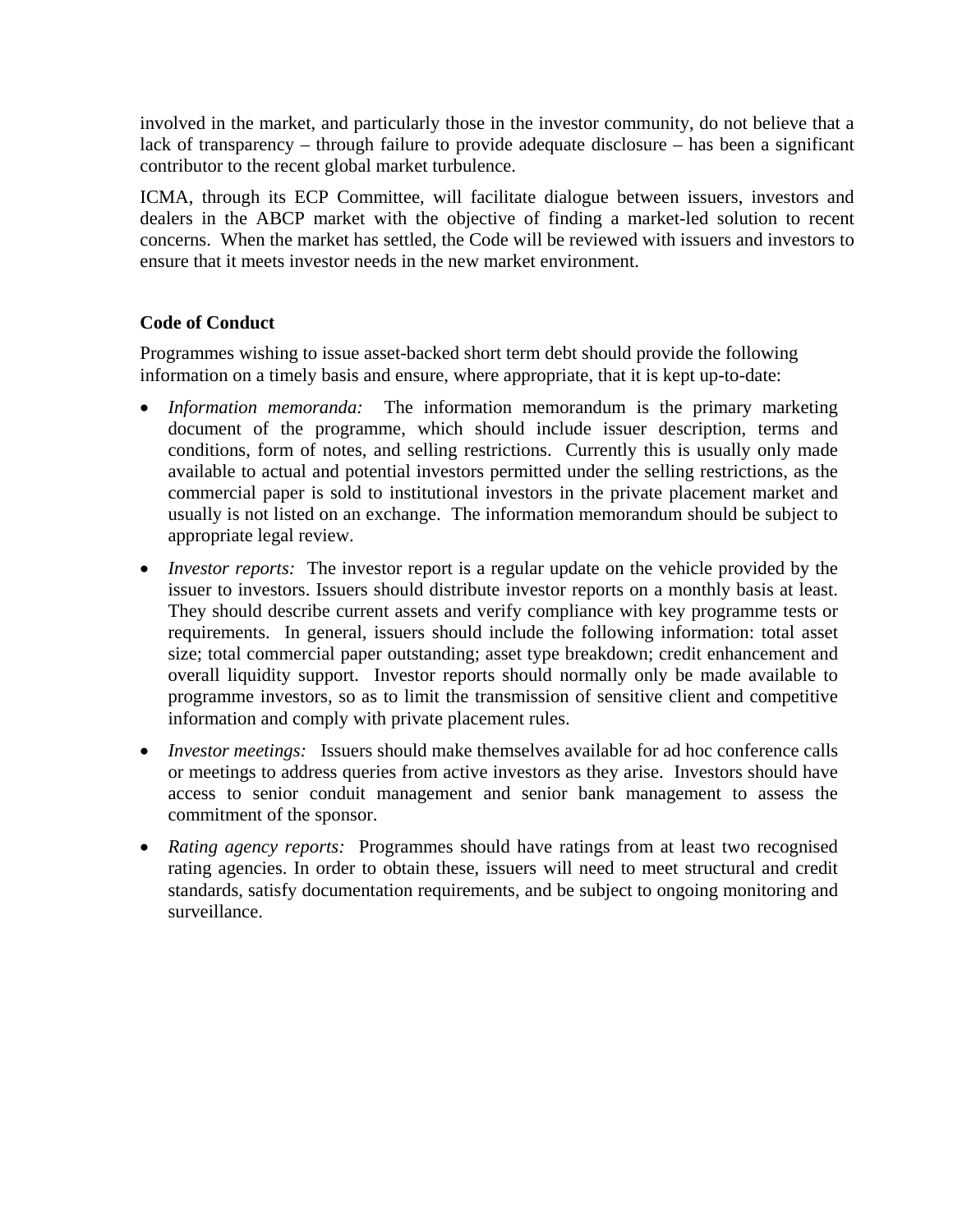involved in the market, and particularly those in the investor community, do not believe that a lack of transparency – through failure to provide adequate disclosure – has been a significant contributor to the recent global market turbulence.

ICMA, through its ECP Committee, will facilitate dialogue between issuers, investors and dealers in the ABCP market with the objective of finding a market-led solution to recent concerns. When the market has settled, the Code will be reviewed with issuers and investors to ensure that it meets investor needs in the new market environment.

## Code of Conduct

Programmes wishing to issue asset-backed short term debt should provide the following information on a timely basis and ensure, where appropriate, that it is kept up-to-date:

- *Information memoranda:* The information memorandum is the primary marketing document of the programme, which should include issuer description, terms and conditions, form of notes, and selling restrictions. Currently this is usually only made available to actual and potential investors permitted under the selling restrictions, as the commercial paper is sold to institutional investors in the private placement market and usually is not listed on an exchange. The information memorandum should be subject to appropriate legal review.
- *Investor reports:* The investor report is a regular update on the vehicle provided by the issuer to investors. Issuers should distribute investor reports on a monthly basis at least. They should describe current assets and verify compliance with key programme tests or requirements. In general, issuers should include the following information: total asset size; total commercial paper outstanding; asset type breakdown; credit enhancement and overall liquidity support. Investor reports should normally only be made available to programme investors, so as to limit the transmission of sensitive client and competitive information and comply with private placement rules.
- *Investor meetings:* Issuers should make themselves available for ad hoc conference calls or meetings to address queries from active investors as they arise. Investors should have access to senior conduit management and senior bank management to assess the commitment of the sponsor.
- *Rating agency reports:* Programmes should have ratings from at least two recognised rating agencies. In order to obtain these, issuers will need to meet structural and credit standards, satisfy documentation requirements, and be subject to ongoing monitoring and surveillance.